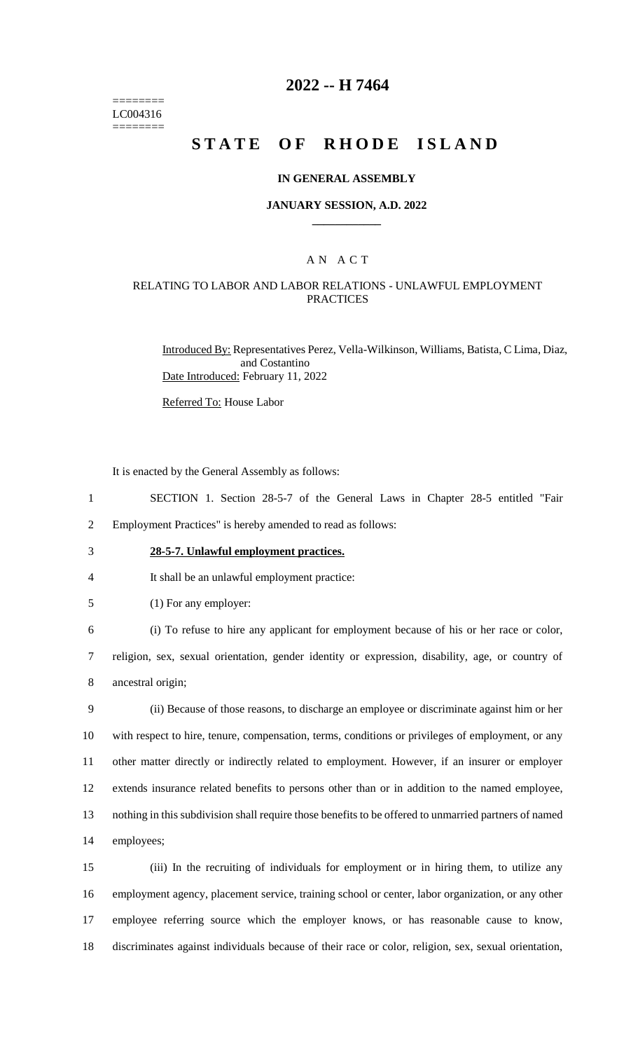========
LC004316
========

# 2022 -- H 7464

# STATE OF RHODE ISLAND

### IN GENERAL ASSEMBLY

### JANUARY SESSION, A.D. 2022

## AN ACT

### RELATING TO LABOR AND LABOR RELATIONS - UNLAWFUL EMPLOYMENT PRACTICES

Introduced By: Representatives Perez, Vella-Wilkinson, Williams, Batista, C Lima, Diaz, and Costantino

Date Introduced: February 11, 2022

Referred To: House Labor

It is enacted by the General Assembly as follows:

1 SECTION 1. Section 28-5-7 of the General Laws in Chapter 28-5 entitled "Fair
2 Employment Practices" is hereby amended to read as follows:

3 **28-5-7. Unlawful employment practices.**

4 It shall be an unlawful employment practice:

5 (1) For any employer:

6 (i) To refuse to hire any applicant for employment because of his or her race or color,
7 religion, sex, sexual orientation, gender identity or expression, disability, age, or country of
8 ancestral origin;

9 (ii) Because of those reasons, to discharge an employee or discriminate against him or her
10 with respect to hire, tenure, compensation, terms, conditions or privileges of employment, or any
11 other matter directly or indirectly related to employment. However, if an insurer or employer
12 extends insurance related benefits to persons other than or in addition to the named employee,
13 nothing in this subdivision shall require those benefits to be offered to unmarried partners of named
14 employees;

15 (iii) In the recruiting of individuals for employment or in hiring them, to utilize any
16 employment agency, placement service, training school or center, labor organization, or any other
17 employee referring source which the employer knows, or has reasonable cause to know,
18 discriminates against individuals because of their race or color, religion, sex, sexual orientation,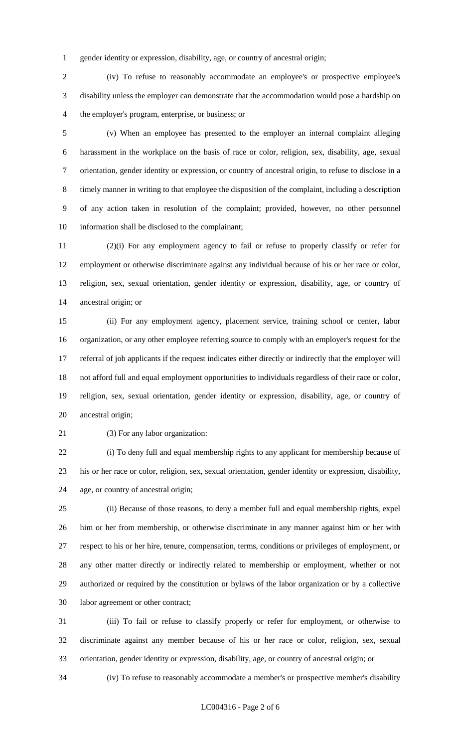gender identity or expression, disability, age, or country of ancestral origin;

(iv) To refuse to reasonably accommodate an employee's or prospective employee's disability unless the employer can demonstrate that the accommodation would pose a hardship on the employer's program, enterprise, or business; or

(v) When an employee has presented to the employer an internal complaint alleging harassment in the workplace on the basis of race or color, religion, sex, disability, age, sexual orientation, gender identity or expression, or country of ancestral origin, to refuse to disclose in a timely manner in writing to that employee the disposition of the complaint, including a description of any action taken in resolution of the complaint; provided, however, no other personnel information shall be disclosed to the complainant;

(2)(i) For any employment agency to fail or refuse to properly classify or refer for employment or otherwise discriminate against any individual because of his or her race or color, religion, sex, sexual orientation, gender identity or expression, disability, age, or country of ancestral origin; or

(ii) For any employment agency, placement service, training school or center, labor organization, or any other employee referring source to comply with an employer's request for the referral of job applicants if the request indicates either directly or indirectly that the employer will not afford full and equal employment opportunities to individuals regardless of their race or color, religion, sex, sexual orientation, gender identity or expression, disability, age, or country of ancestral origin;

(3) For any labor organization:

(i) To deny full and equal membership rights to any applicant for membership because of his or her race or color, religion, sex, sexual orientation, gender identity or expression, disability, age, or country of ancestral origin;

(ii) Because of those reasons, to deny a member full and equal membership rights, expel him or her from membership, or otherwise discriminate in any manner against him or her with respect to his or her hire, tenure, compensation, terms, conditions or privileges of employment, or any other matter directly or indirectly related to membership or employment, whether or not authorized or required by the constitution or bylaws of the labor organization or by a collective labor agreement or other contract;

(iii) To fail or refuse to classify properly or refer for employment, or otherwise to discriminate against any member because of his or her race or color, religion, sex, sexual orientation, gender identity or expression, disability, age, or country of ancestral origin; or

(iv) To refuse to reasonably accommodate a member's or prospective member's disability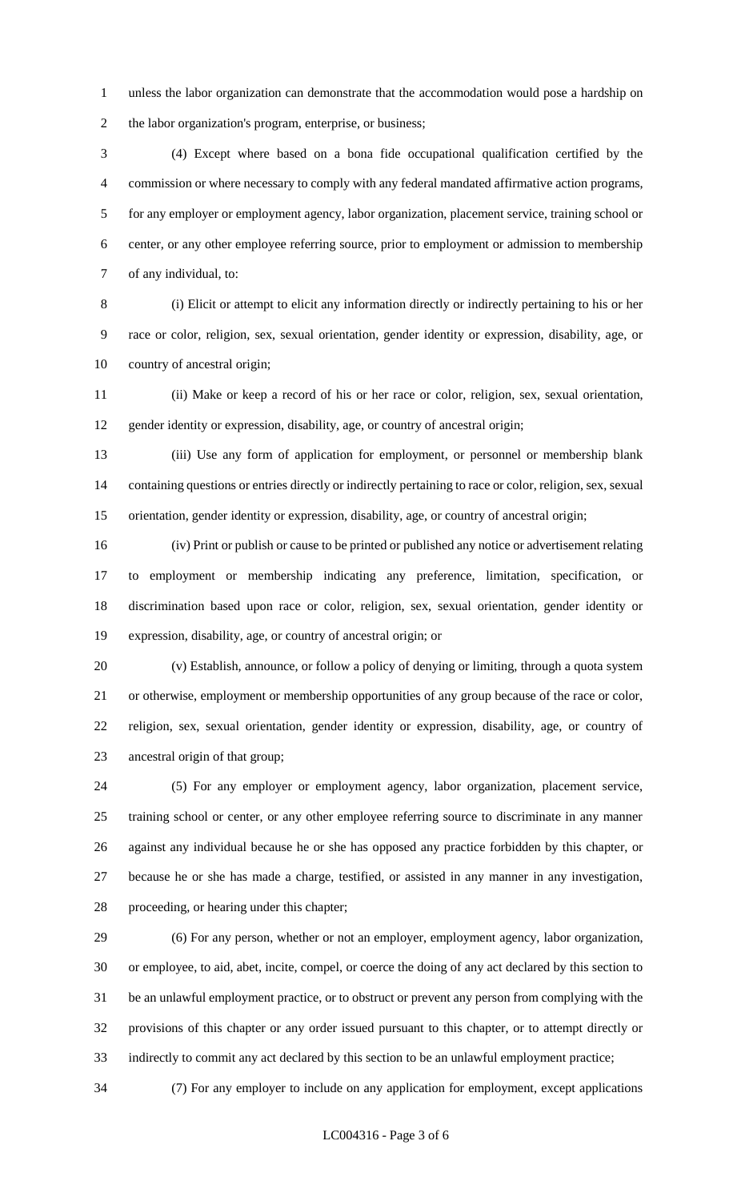unless the labor organization can demonstrate that the accommodation would pose a hardship on the labor organization's program, enterprise, or business;

(4) Except where based on a bona fide occupational qualification certified by the commission or where necessary to comply with any federal mandated affirmative action programs, for any employer or employment agency, labor organization, placement service, training school or center, or any other employee referring source, prior to employment or admission to membership of any individual, to:

(i) Elicit or attempt to elicit any information directly or indirectly pertaining to his or her race or color, religion, sex, sexual orientation, gender identity or expression, disability, age, or country of ancestral origin;

(ii) Make or keep a record of his or her race or color, religion, sex, sexual orientation, gender identity or expression, disability, age, or country of ancestral origin;

(iii) Use any form of application for employment, or personnel or membership blank containing questions or entries directly or indirectly pertaining to race or color, religion, sex, sexual orientation, gender identity or expression, disability, age, or country of ancestral origin;

(iv) Print or publish or cause to be printed or published any notice or advertisement relating to employment or membership indicating any preference, limitation, specification, or discrimination based upon race or color, religion, sex, sexual orientation, gender identity or expression, disability, age, or country of ancestral origin; or

(v) Establish, announce, or follow a policy of denying or limiting, through a quota system or otherwise, employment or membership opportunities of any group because of the race or color, religion, sex, sexual orientation, gender identity or expression, disability, age, or country of ancestral origin of that group;

(5) For any employer or employment agency, labor organization, placement service, training school or center, or any other employee referring source to discriminate in any manner against any individual because he or she has opposed any practice forbidden by this chapter, or because he or she has made a charge, testified, or assisted in any manner in any investigation, proceeding, or hearing under this chapter;

(6) For any person, whether or not an employer, employment agency, labor organization, or employee, to aid, abet, incite, compel, or coerce the doing of any act declared by this section to be an unlawful employment practice, or to obstruct or prevent any person from complying with the provisions of this chapter or any order issued pursuant to this chapter, or to attempt directly or indirectly to commit any act declared by this section to be an unlawful employment practice;

(7) For any employer to include on any application for employment, except applications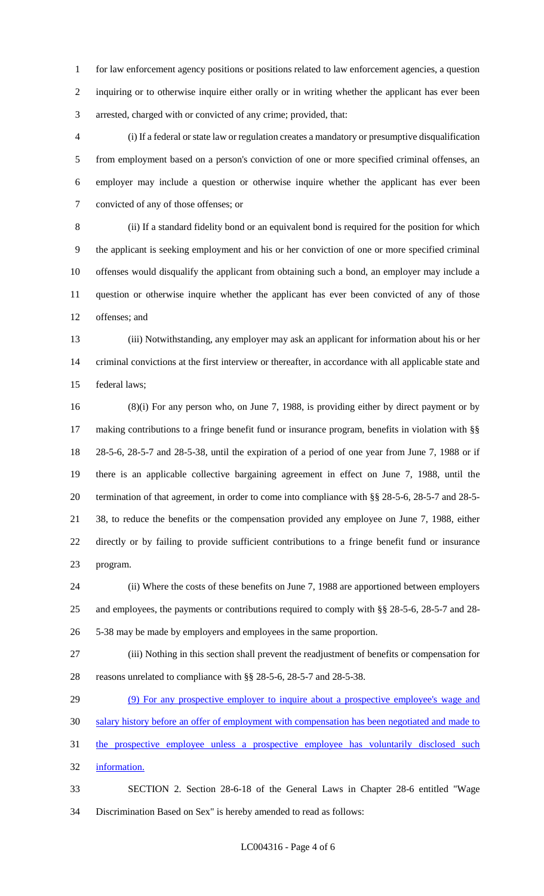for law enforcement agency positions or positions related to law enforcement agencies, a question inquiring or to otherwise inquire either orally or in writing whether the applicant has ever been arrested, charged with or convicted of any crime; provided, that:

(i) If a federal or state law or regulation creates a mandatory or presumptive disqualification from employment based on a person's conviction of one or more specified criminal offenses, an employer may include a question or otherwise inquire whether the applicant has ever been convicted of any of those offenses; or

(ii) If a standard fidelity bond or an equivalent bond is required for the position for which the applicant is seeking employment and his or her conviction of one or more specified criminal offenses would disqualify the applicant from obtaining such a bond, an employer may include a question or otherwise inquire whether the applicant has ever been convicted of any of those offenses; and

(iii) Notwithstanding, any employer may ask an applicant for information about his or her criminal convictions at the first interview or thereafter, in accordance with all applicable state and federal laws;

(8)(i) For any person who, on June 7, 1988, is providing either by direct payment or by making contributions to a fringe benefit fund or insurance program, benefits in violation with §§ 28-5-6, 28-5-7 and 28-5-38, until the expiration of a period of one year from June 7, 1988 or if there is an applicable collective bargaining agreement in effect on June 7, 1988, until the termination of that agreement, in order to come into compliance with §§ 28-5-6, 28-5-7 and 28-5-38, to reduce the benefits or the compensation provided any employee on June 7, 1988, either directly or by failing to provide sufficient contributions to a fringe benefit fund or insurance program.

(ii) Where the costs of these benefits on June 7, 1988 are apportioned between employers and employees, the payments or contributions required to comply with §§ 28-5-6, 28-5-7 and 28-5-38 may be made by employers and employees in the same proportion.

(iii) Nothing in this section shall prevent the readjustment of benefits or compensation for reasons unrelated to compliance with §§ 28-5-6, 28-5-7 and 28-5-38.

<u>(9) For any prospective employer to inquire about a prospective employee's wage and salary history before an offer of employment with compensation has been negotiated and made to the prospective employee unless a prospective employee has voluntarily disclosed such information.</u>

SECTION 2. Section 28-6-18 of the General Laws in Chapter 28-6 entitled "Wage Discrimination Based on Sex" is hereby amended to read as follows: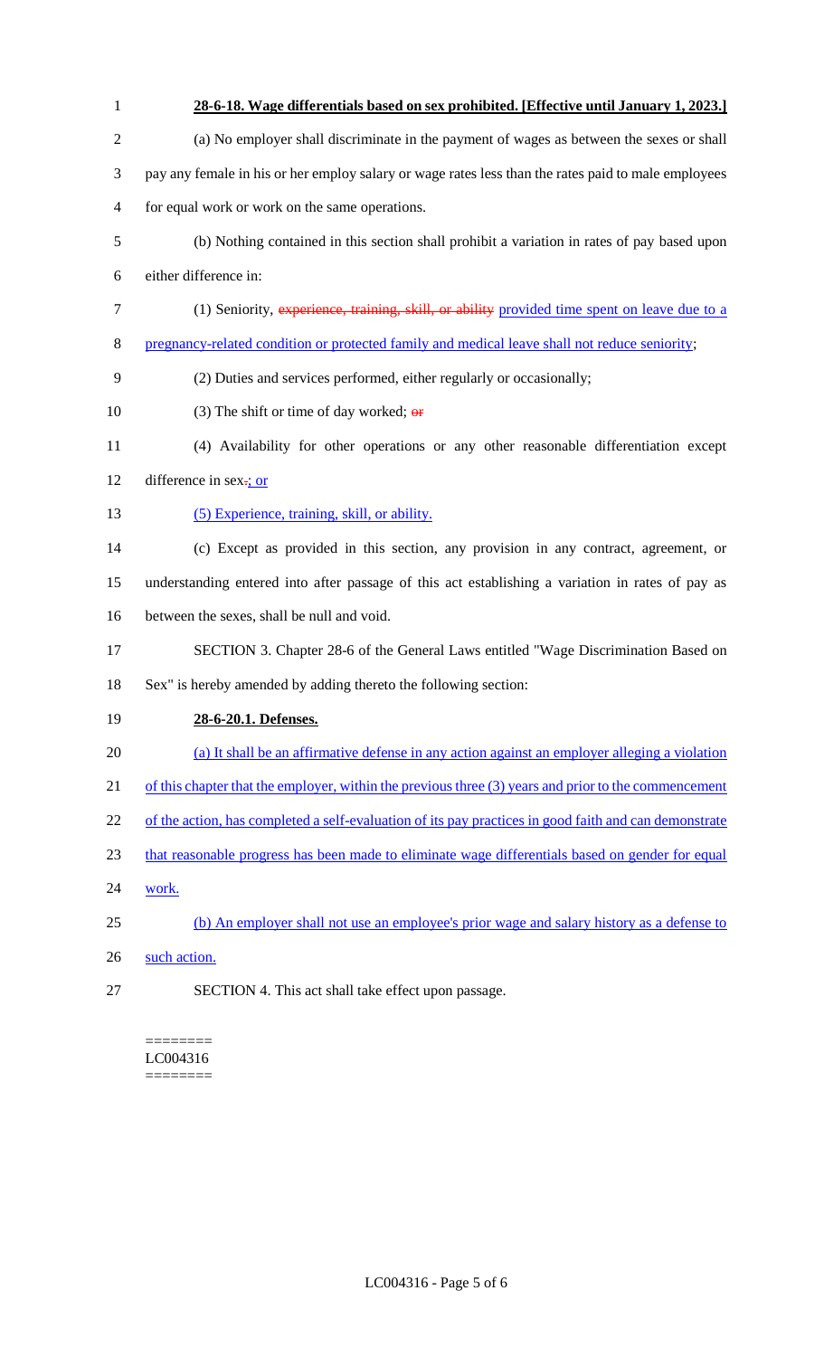**28-6-18. Wage differentials based on sex prohibited. [Effective until January 1, 2023.]**

(a) No employer shall discriminate in the payment of wages as between the sexes or shall pay any female in his or her employ salary or wage rates less than the rates paid to male employees for equal work or work on the same operations.

(b) Nothing contained in this section shall prohibit a variation in rates of pay based upon either difference in:

(1) Seniority, ~~experience, training, skill, or ability~~ provided time spent on leave due to a pregnancy-related condition or protected family and medical leave shall not reduce seniority;

(2) Duties and services performed, either regularly or occasionally;

(3) The shift or time of day worked; ~~or~~

(4) Availability for other operations or any other reasonable differentiation except difference in sex~~.~~; or

(5) Experience, training, skill, or ability.

(c) Except as provided in this section, any provision in any contract, agreement, or understanding entered into after passage of this act establishing a variation in rates of pay as between the sexes, shall be null and void.

SECTION 3. Chapter 28-6 of the General Laws entitled "Wage Discrimination Based on Sex" is hereby amended by adding thereto the following section:

**28-6-20.1. Defenses.**

(a) It shall be an affirmative defense in any action against an employer alleging a violation of this chapter that the employer, within the previous three (3) years and prior to the commencement of the action, has completed a self-evaluation of its pay practices in good faith and can demonstrate that reasonable progress has been made to eliminate wage differentials based on gender for equal work.

(b) An employer shall not use an employee's prior wage and salary history as a defense to such action.

SECTION 4. This act shall take effect upon passage.

========
LC004316
========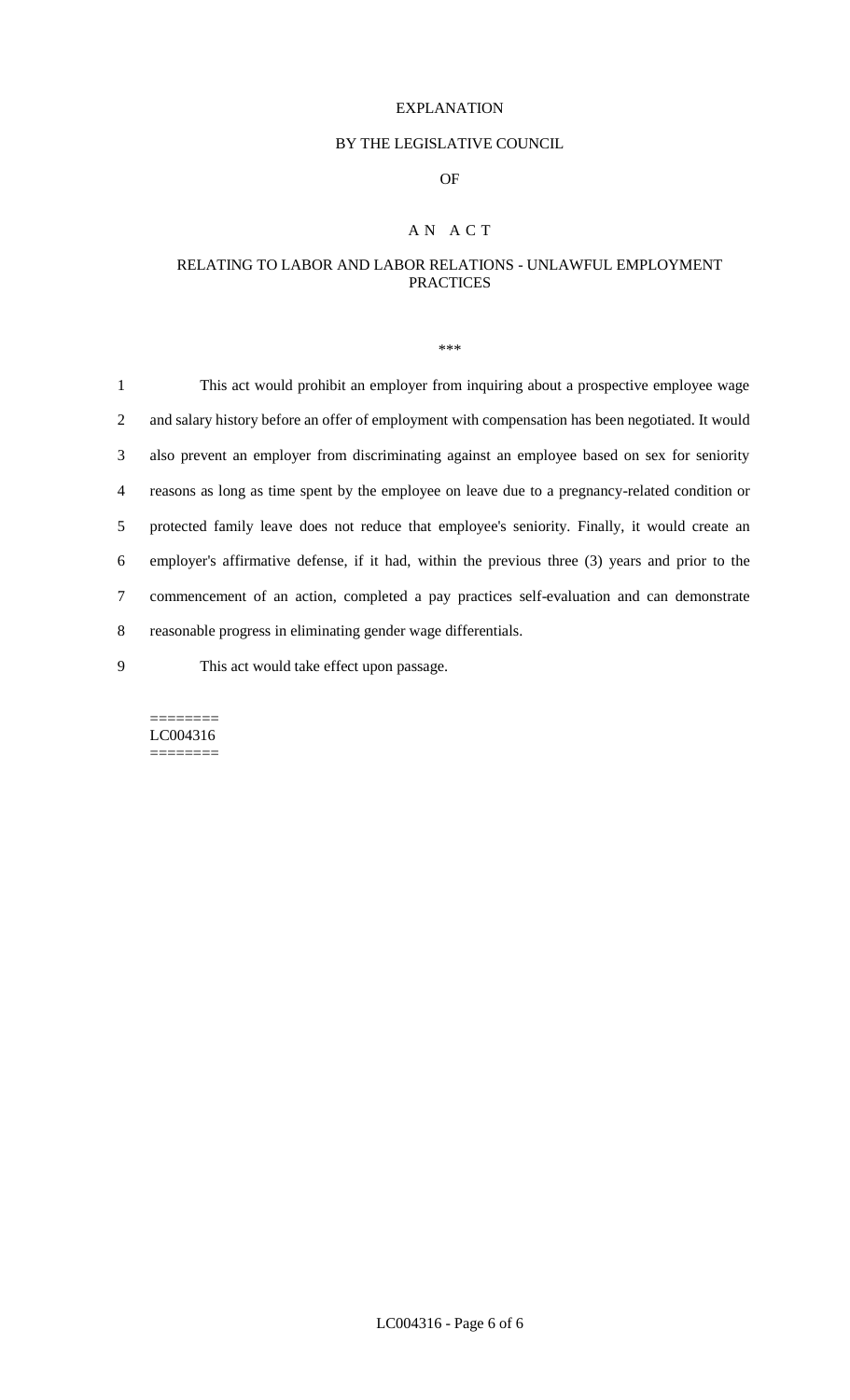EXPLANATION

BY THE LEGISLATIVE COUNCIL

OF

A N A C T

RELATING TO LABOR AND LABOR RELATIONS - UNLAWFUL EMPLOYMENT PRACTICES

\*\*\*

This act would prohibit an employer from inquiring about a prospective employee wage and salary history before an offer of employment with compensation has been negotiated. It would also prevent an employer from discriminating against an employee based on sex for seniority reasons as long as time spent by the employee on leave due to a pregnancy-related condition or protected family leave does not reduce that employee's seniority. Finally, it would create an employer's affirmative defense, if it had, within the previous three (3) years and prior to the commencement of an action, completed a pay practices self-evaluation and can demonstrate reasonable progress in eliminating gender wage differentials.

This act would take effect upon passage.

========
LC004316
========